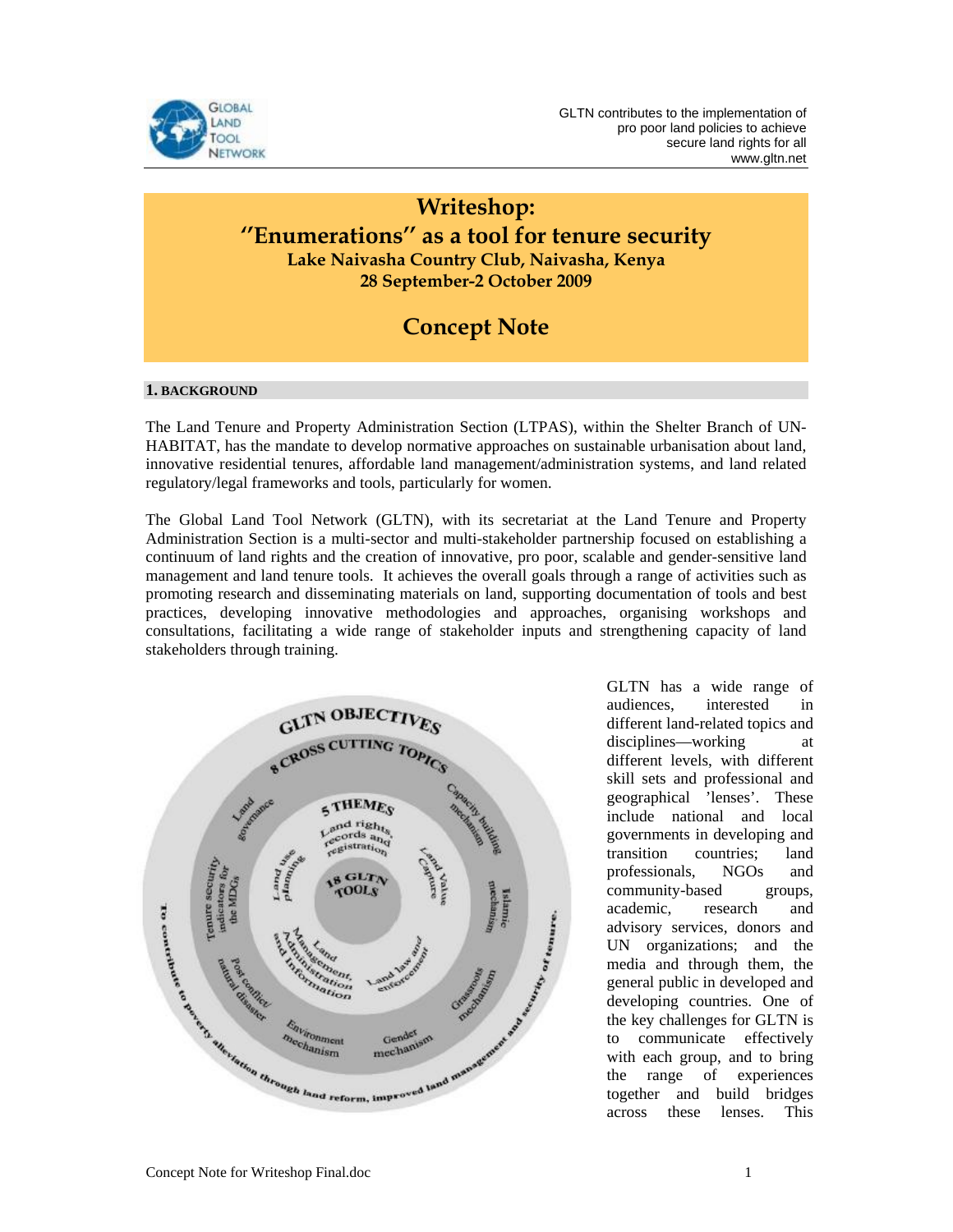GLTN contributes to the implementation of pro poor land policies to achieve secure land rights for all
www.gltn.net

# Writeshop: "Enumerations" as a tool for tenure security

**Lake Naivasha Country Club, Naivasha, Kenya**
**28 September-2 October 2009**

# Concept Note

## 1. BACKGROUND

The Land Tenure and Property Administration Section (LTPAS), within the Shelter Branch of UN-HABITAT, has the mandate to develop normative approaches on sustainable urbanisation about land, innovative residential tenures, affordable land management/administration systems, and land related regulatory/legal frameworks and tools, particularly for women.

The Global Land Tool Network (GLTN), with its secretariat at the Land Tenure and Property Administration Section is a multi-sector and multi-stakeholder partnership focused on establishing a continuum of land rights and the creation of innovative, pro poor, scalable and gender-sensitive land management and land tenure tools. It achieves the overall goals through a range of activities such as promoting research and disseminating materials on land, supporting documentation of tools and best practices, developing innovative methodologies and approaches, organising workshops and consultations, facilitating a wide range of stakeholder inputs and strengthening capacity of land stakeholders through training.

GLTN has a wide range of audiences, interested in different land-related topics and disciplines—working at different levels, with different skill sets and professional and geographical 'lenses'. These include national and local governments in developing and transition countries; land professionals, NGOs and community-based groups, academic, research and advisory services, donors and UN organizations; and the media and through them, the general public in developed and developing countries. One of the key challenges for GLTN is to communicate effectively with each group, and to bring the range of experiences together and build bridges across these lenses. This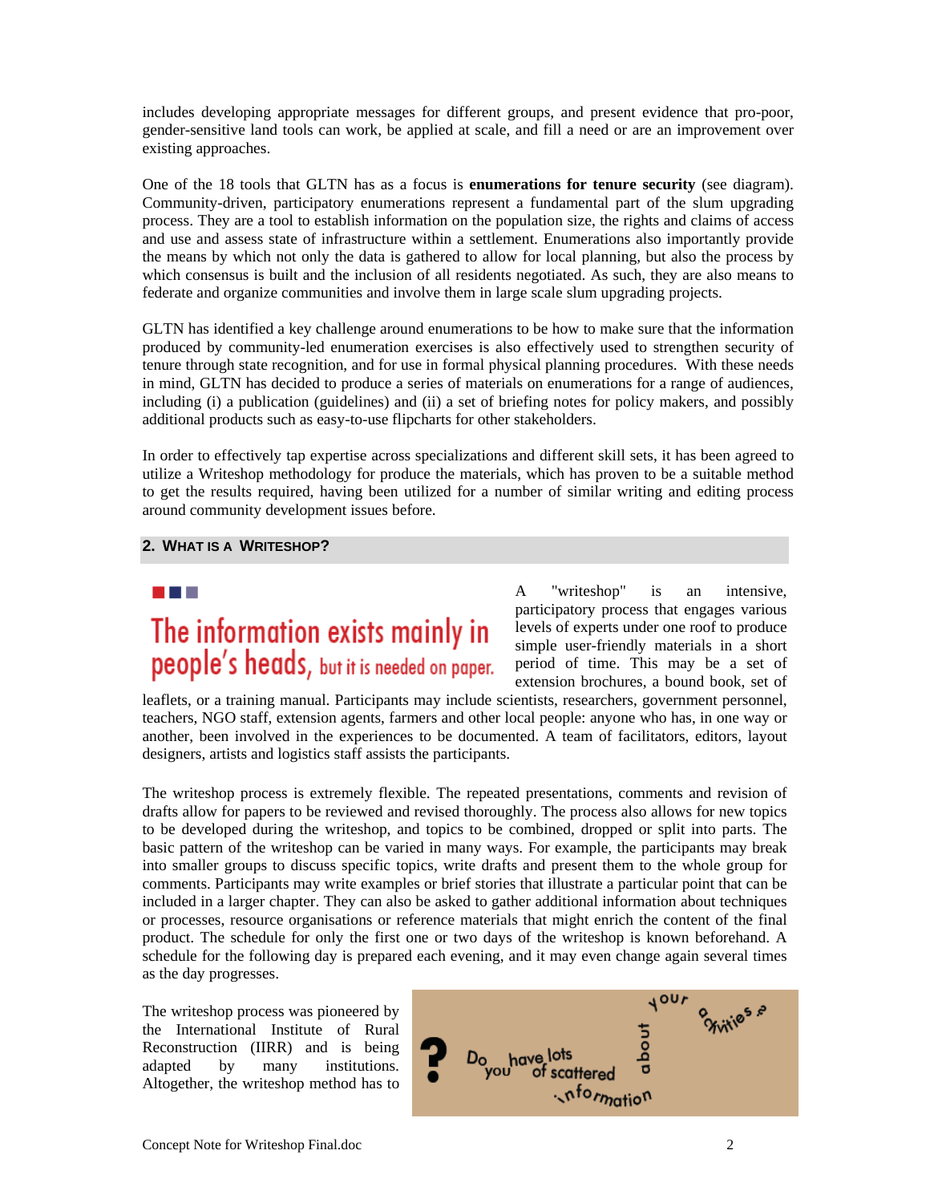includes developing appropriate messages for different groups, and present evidence that pro-poor, gender-sensitive land tools can work, be applied at scale, and fill a need or are an improvement over existing approaches.

One of the 18 tools that GLTN has as a focus is **enumerations for tenure security** (see diagram). Community-driven, participatory enumerations represent a fundamental part of the slum upgrading process. They are a tool to establish information on the population size, the rights and claims of access and use and assess state of infrastructure within a settlement. Enumerations also importantly provide the means by which not only the data is gathered to allow for local planning, but also the process by which consensus is built and the inclusion of all residents negotiated. As such, they are also means to federate and organize communities and involve them in large scale slum upgrading projects.

GLTN has identified a key challenge around enumerations to be how to make sure that the information produced by community-led enumeration exercises is also effectively used to strengthen security of tenure through state recognition, and for use in formal physical planning procedures. With these needs in mind, GLTN has decided to produce a series of materials on enumerations for a range of audiences, including (i) a publication (guidelines) and (ii) a set of briefing notes for policy makers, and possibly additional products such as easy-to-use flipcharts for other stakeholders.

In order to effectively tap expertise across specializations and different skill sets, it has been agreed to utilize a Writeshop methodology for produce the materials, which has proven to be a suitable method to get the results required, having been utilized for a number of similar writing and editing process around community development issues before.

## 2. What is a Writeshop?

The information exists mainly in people's heads, but it is needed on paper.

A "writeshop" is an intensive, participatory process that engages various levels of experts under one roof to produce simple user-friendly materials in a short period of time. This may be a set of extension brochures, a bound book, set of leaflets, or a training manual. Participants may include scientists, researchers, government personnel, teachers, NGO staff, extension agents, farmers and other local people: anyone who has, in one way or another, been involved in the experiences to be documented. A team of facilitators, editors, layout designers, artists and logistics staff assists the participants.

The writeshop process is extremely flexible. The repeated presentations, comments and revision of drafts allow for papers to be reviewed and revised thoroughly. The process also allows for new topics to be developed during the writeshop, and topics to be combined, dropped or split into parts. The basic pattern of the writeshop can be varied in many ways. For example, the participants may break into smaller groups to discuss specific topics, write drafts and present them to the whole group for comments. Participants may write examples or brief stories that illustrate a particular point that can be included in a larger chapter. They can also be asked to gather additional information about techniques or processes, resource organisations or reference materials that might enrich the content of the final product. The schedule for only the first one or two days of the writeshop is known beforehand. A schedule for the following day is prepared each evening, and it may even change again several times as the day progresses.

? Do you have lots of scattered information about your activities?

The writeshop process was pioneered by the International Institute of Rural Reconstruction (IIRR) and is being adapted by many institutions. Altogether, the writeshop method has to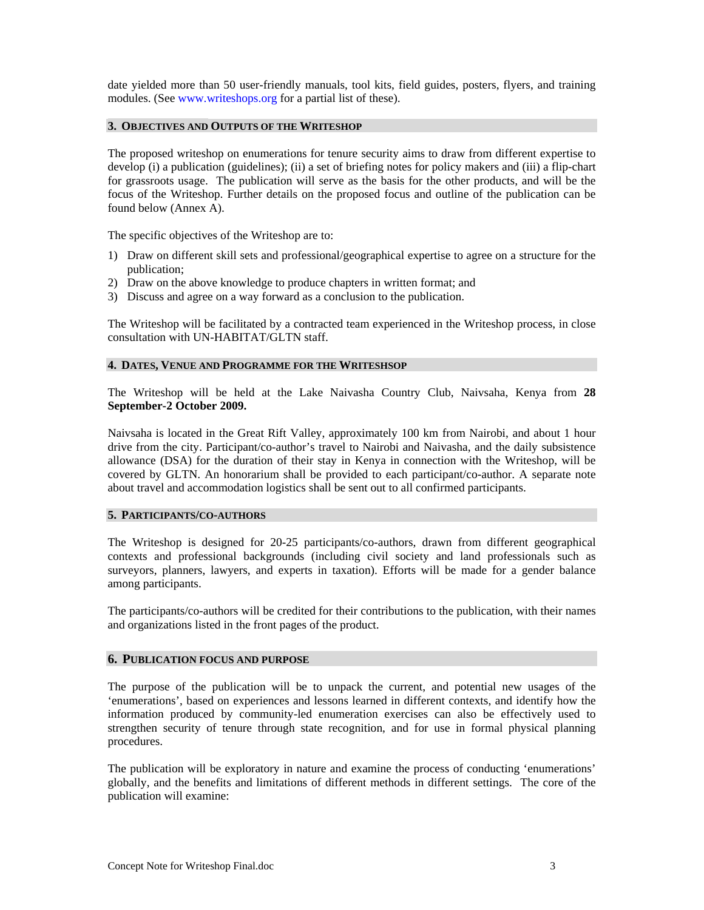date yielded more than 50 user-friendly manuals, tool kits, field guides, posters, flyers, and training modules. (See www.writeshops.org for a partial list of these).

## 3. Objectives and Outputs of the Writeshop

The proposed writeshop on enumerations for tenure security aims to draw from different expertise to develop (i) a publication (guidelines); (ii) a set of briefing notes for policy makers and (iii) a flip-chart for grassroots usage. The publication will serve as the basis for the other products, and will be the focus of the Writeshop. Further details on the proposed focus and outline of the publication can be found below (Annex A).

The specific objectives of the Writeshop are to:

1) Draw on different skill sets and professional/geographical expertise to agree on a structure for the publication;
2) Draw on the above knowledge to produce chapters in written format; and
3) Discuss and agree on a way forward as a conclusion to the publication.

The Writeshop will be facilitated by a contracted team experienced in the Writeshop process, in close consultation with UN-HABITAT/GLTN staff.

## 4. Dates, Venue and Programme for the Writeshop

The Writeshop will be held at the Lake Naivasha Country Club, Naivsaha, Kenya from **28 September-2 October 2009.**

Naivsaha is located in the Great Rift Valley, approximately 100 km from Nairobi, and about 1 hour drive from the city. Participant/co-author's travel to Nairobi and Naivasha, and the daily subsistence allowance (DSA) for the duration of their stay in Kenya in connection with the Writeshop, will be covered by GLTN. An honorarium shall be provided to each participant/co-author. A separate note about travel and accommodation logistics shall be sent out to all confirmed participants.

## 5. Participants/Co-Authors

The Writeshop is designed for 20-25 participants/co-authors, drawn from different geographical contexts and professional backgrounds (including civil society and land professionals such as surveyors, planners, lawyers, and experts in taxation). Efforts will be made for a gender balance among participants.

The participants/co-authors will be credited for their contributions to the publication, with their names and organizations listed in the front pages of the product.

## 6. Publication Focus and Purpose

The purpose of the publication will be to unpack the current, and potential new usages of the 'enumerations', based on experiences and lessons learned in different contexts, and identify how the information produced by community-led enumeration exercises can also be effectively used to strengthen security of tenure through state recognition, and for use in formal physical planning procedures.

The publication will be exploratory in nature and examine the process of conducting 'enumerations' globally, and the benefits and limitations of different methods in different settings. The core of the publication will examine: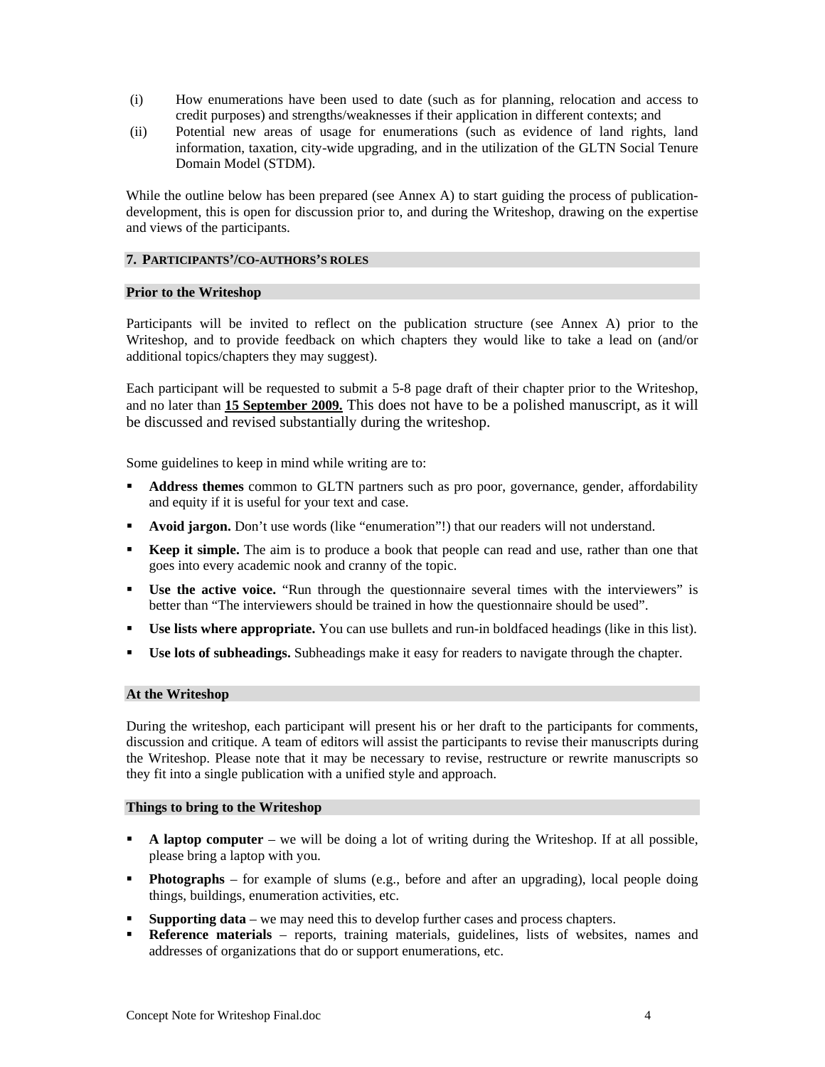(i) How enumerations have been used to date (such as for planning, relocation and access to credit purposes) and strengths/weaknesses if their application in different contexts; and

(ii) Potential new areas of usage for enumerations (such as evidence of land rights, land information, taxation, city-wide upgrading, and in the utilization of the GLTN Social Tenure Domain Model (STDM).

While the outline below has been prepared (see Annex A) to start guiding the process of publication-development, this is open for discussion prior to, and during the Writeshop, drawing on the expertise and views of the participants.

## 7. PARTICIPANTS'/CO-AUTHORS'S ROLES

### Prior to the Writeshop

Participants will be invited to reflect on the publication structure (see Annex A) prior to the Writeshop, and to provide feedback on which chapters they would like to take a lead on (and/or additional topics/chapters they may suggest).

Each participant will be requested to submit a 5-8 page draft of their chapter prior to the Writeshop, and no later than **15 September 2009.** This does not have to be a polished manuscript, as it will be discussed and revised substantially during the writeshop.

Some guidelines to keep in mind while writing are to:

- **Address themes** common to GLTN partners such as pro poor, governance, gender, affordability and equity if it is useful for your text and case.
- **Avoid jargon.** Don't use words (like "enumeration"!) that our readers will not understand.
- **Keep it simple.** The aim is to produce a book that people can read and use, rather than one that goes into every academic nook and cranny of the topic.
- **Use the active voice.** "Run through the questionnaire several times with the interviewers" is better than "The interviewers should be trained in how the questionnaire should be used".
- **Use lists where appropriate.** You can use bullets and run-in boldfaced headings (like in this list).
- **Use lots of subheadings.** Subheadings make it easy for readers to navigate through the chapter.

### At the Writeshop

During the writeshop, each participant will present his or her draft to the participants for comments, discussion and critique. A team of editors will assist the participants to revise their manuscripts during the Writeshop. Please note that it may be necessary to revise, restructure or rewrite manuscripts so they fit into a single publication with a unified style and approach.

### Things to bring to the Writeshop

- **A laptop computer** – we will be doing a lot of writing during the Writeshop. If at all possible, please bring a laptop with you.
- **Photographs** – for example of slums (e.g., before and after an upgrading), local people doing things, buildings, enumeration activities, etc.
- **Supporting data** – we may need this to develop further cases and process chapters.
- **Reference materials** – reports, training materials, guidelines, lists of websites, names and addresses of organizations that do or support enumerations, etc.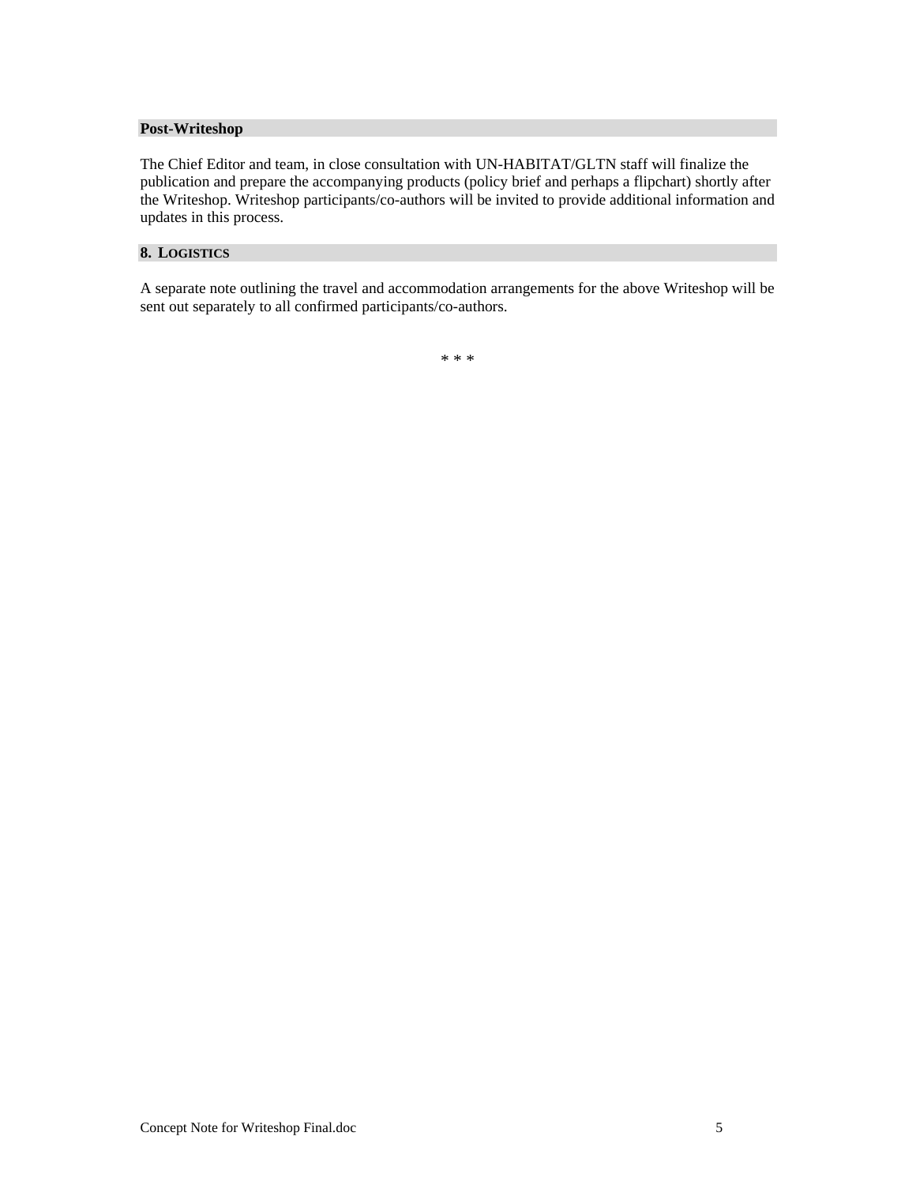### Post-Writeshop

The Chief Editor and team, in close consultation with UN-HABITAT/GLTN staff will finalize the publication and prepare the accompanying products (policy brief and perhaps a flipchart) shortly after the Writeshop. Writeshop participants/co-authors will be invited to provide additional information and updates in this process.

## 8. LOGISTICS

A separate note outlining the travel and accommodation arrangements for the above Writeshop will be sent out separately to all confirmed participants/co-authors.

* * *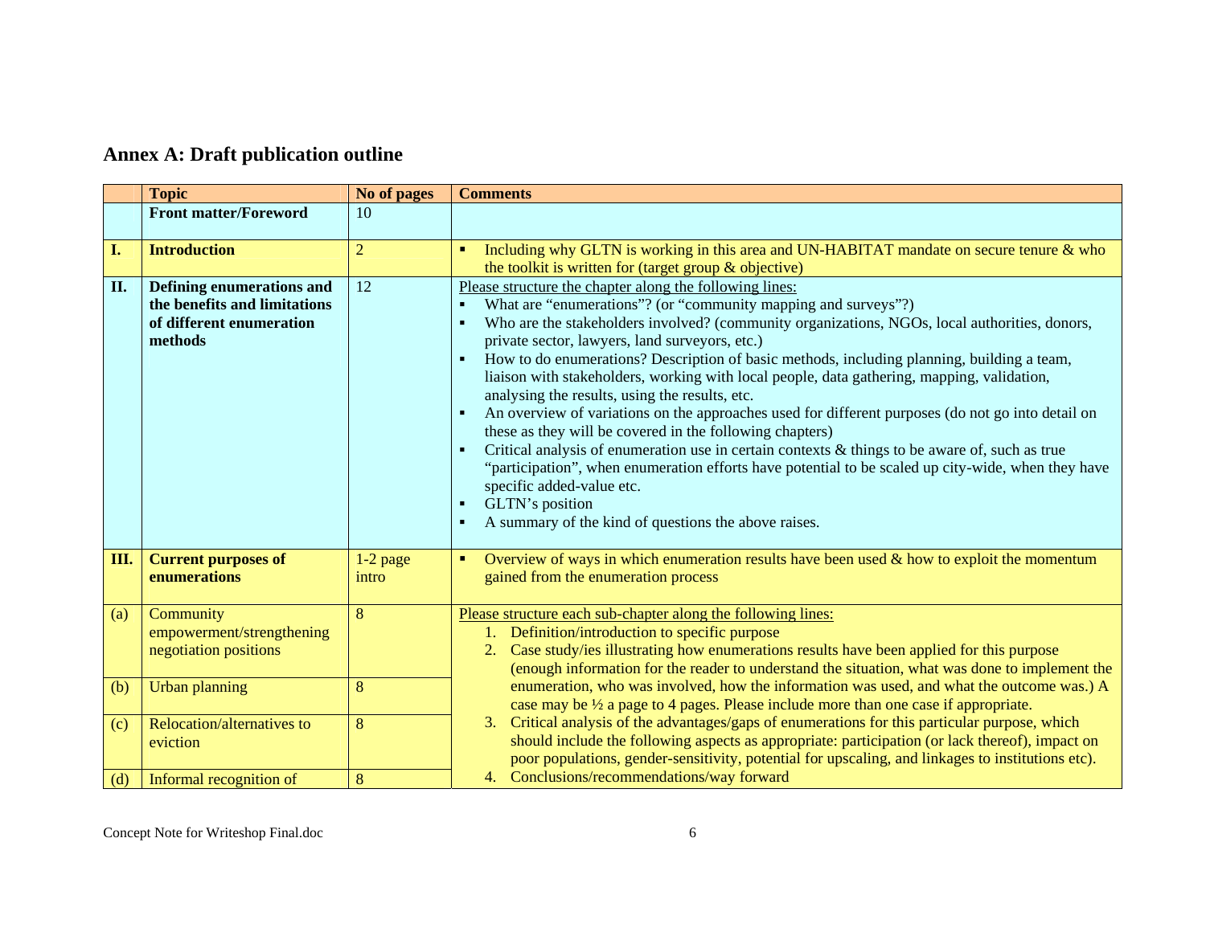## Annex A: Draft publication outline

| | Topic | No of pages | Comments |
|---|---|---|---|
| | **Front matter/Foreword** | 10 | |
| **I.** | **Introduction** | 2 | ▪ Including why GLTN is working in this area and UN-HABITAT mandate on secure tenure & who the toolkit is written for (target group & objective) |
| **II.** | **Defining enumerations and the benefits and limitations of different enumeration methods** | 12 | Please structure the chapter along the following lines:<br>▪ What are "enumerations"? (or "community mapping and surveys"?)<br>▪ Who are the stakeholders involved? (community organizations, NGOs, local authorities, donors, private sector, lawyers, land surveyors, etc.)<br>▪ How to do enumerations? Description of basic methods, including planning, building a team, liaison with stakeholders, working with local people, data gathering, mapping, validation, analysing the results, using the results, etc.<br>▪ An overview of variations on the approaches used for different purposes (do not go into detail on these as they will be covered in the following chapters)<br>▪ Critical analysis of enumeration use in certain contexts & things to be aware of, such as true "participation", when enumeration efforts have potential to be scaled up city-wide, when they have specific added-value etc.<br>▪ GLTN's position<br>▪ A summary of the kind of questions the above raises. |
| **III.** | **Current purposes of enumerations** | 1-2 page intro | ▪ Overview of ways in which enumeration results have been used & how to exploit the momentum gained from the enumeration process |
| (a) | Community empowerment/strengthening negotiation positions | 8 | Please structure each sub-chapter along the following lines:<br>1. Definition/introduction to specific purpose<br>2. Case study/ies illustrating how enumerations results have been applied for this purpose (enough information for the reader to understand the situation, what was done to implement the enumeration, who was involved, how the information was used, and what the outcome was.) A case may be ½ a page to 4 pages. Please include more than one case if appropriate.<br>3. Critical analysis of the advantages/gaps of enumerations for this particular purpose, which should include the following aspects as appropriate: participation (or lack thereof), impact on poor populations, gender-sensitivity, potential for upscaling, and linkages to institutions etc).<br>4. Conclusions/recommendations/way forward |
| (b) | Urban planning | 8 | |
| (c) | Relocation/alternatives to eviction | 8 | |
| (d) | Informal recognition of | 8 | |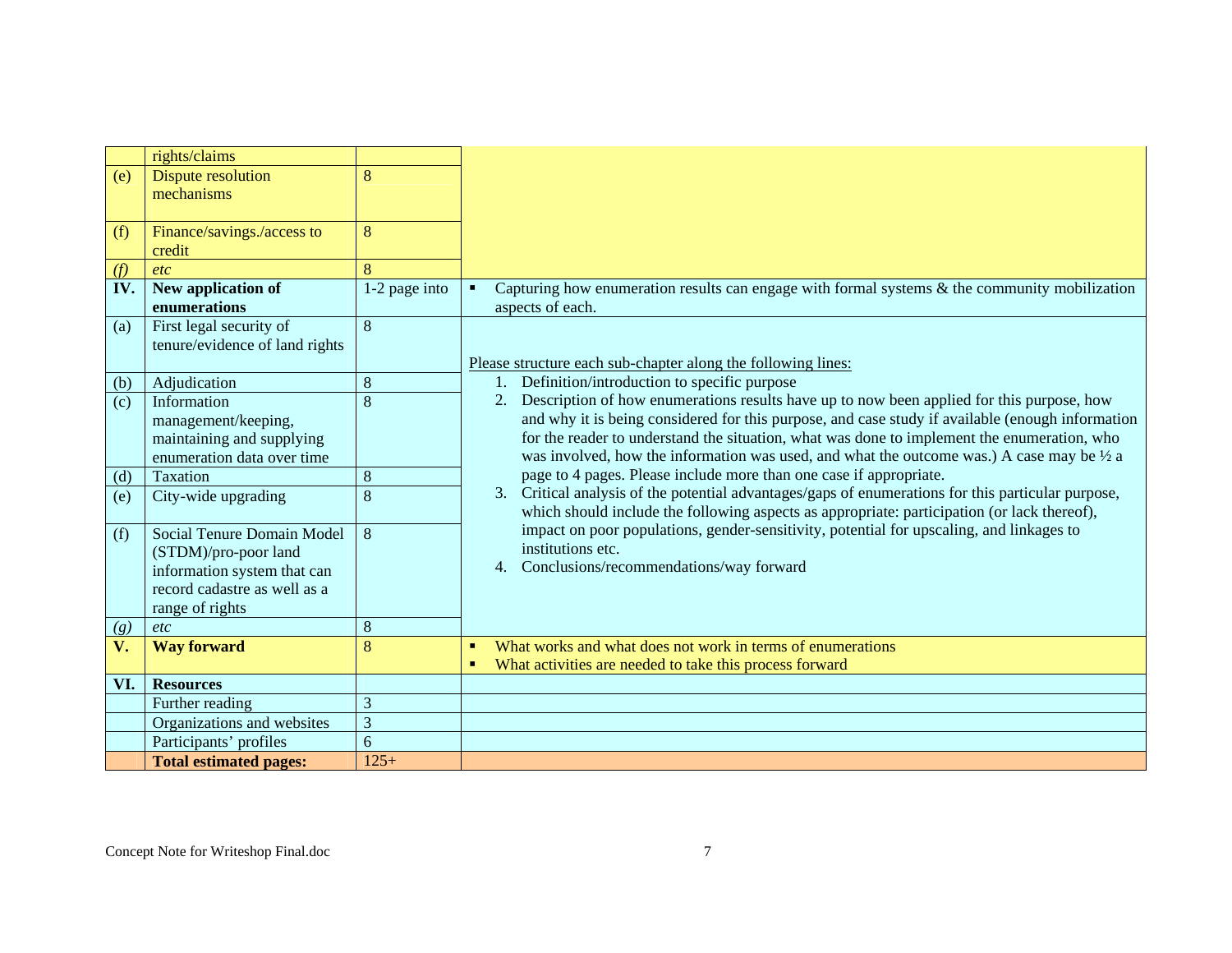| | | | |
|---|---|---|---|
| | rights/claims | | |
| (e) | Dispute resolution mechanisms | 8 | |
| (f) | Finance/savings./access to credit | 8 | |
| *(f)* | *etc* | 8 | |
| **IV.** | **New application of enumerations** | 1-2 page into | ▪ Capturing how enumeration results can engage with formal systems & the community mobilization aspects of each. |
| (a) | First legal security of tenure/evidence of land rights | 8 | Please structure each sub-chapter along the following lines:<br>1. Definition/introduction to specific purpose<br>2. Description of how enumerations results have up to now been applied for this purpose, how and why it is being considered for this purpose, and case study if available (enough information for the reader to understand the situation, what was done to implement the enumeration, who was involved, how the information was used, and what the outcome was.) A case may be ½ a page to 4 pages. Please include more than one case if appropriate.<br>3. Critical analysis of the potential advantages/gaps of enumerations for this particular purpose, which should include the following aspects as appropriate: participation (or lack thereof), impact on poor populations, gender-sensitivity, potential for upscaling, and linkages to institutions etc.<br>4. Conclusions/recommendations/way forward |
| (b) | Adjudication | 8 | |
| (c) | Information management/keeping, maintaining and supplying enumeration data over time | 8 | |
| (d) | Taxation | 8 | |
| (e) | City-wide upgrading | 8 | |
| (f) | Social Tenure Domain Model (STDM)/pro-poor land information system that can record cadastre as well as a range of rights | 8 | |
| *(g)* | *etc* | 8 | |
| **V.** | **Way forward** | 8 | ▪ What works and what does not work in terms of enumerations<br>▪ What activities are needed to take this process forward |
| **VI.** | **Resources** | | |
| | Further reading | 3 | |
| | Organizations and websites | 3 | |
| | Participants' profiles | 6 | |
| | **Total estimated pages:** | 125+ | |